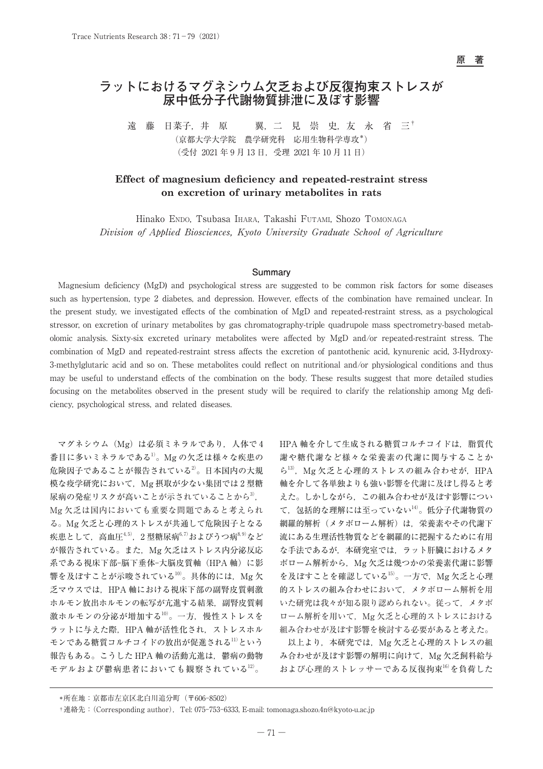原　著

# ラットにおけるマグネシウム欠乏および反復拘束ストレスが尿中低分子代謝物質排泄に及ぼす影響

遠　藤　日菜子，井　原　　翼，二　見　崇　史，友　永　省　三[†]

（京都大学大学院　農学研究科　応用生物科学専攻[*]）

（受付 2021 年 9 月 13 日，受理 2021 年 10 月 11 日）

## Effect of magnesium deficiency and repeated-restraint stress on excretion of urinary metabolites in rats

Hinako Endo, Tsubasa Ihara, Takashi Futami, Shozo Tomonaga

*Division of Applied Biosciences, Kyoto University Graduate School of Agriculture*

### Summary

Magnesium deficiency (MgD) and psychological stress are suggested to be common risk factors for some diseases such as hypertension, type 2 diabetes, and depression. However, effects of the combination have remained unclear. In the present study, we investigated effects of the combination of MgD and repeated-restraint stress, as a psychological stressor, on excretion of urinary metabolites by gas chromatography-triple quadrupole mass spectrometry-based metabolomic analysis. Sixty-six excreted urinary metabolites were affected by MgD and/or repeated-restraint stress. The combination of MgD and repeated-restraint stress affects the excretion of pantothenic acid, kynurenic acid, 3-Hydroxy-3-methylglutaric acid and so on. These metabolites could reflect on nutritional and/or physiological conditions and thus may be useful to understand effects of the combination on the body. These results suggest that more detailed studies focusing on the metabolites observed in the present study will be required to clarify the relationship among Mg deficiency, psychological stress, and related diseases.

マグネシウム（Mg）は必須ミネラルであり，人体で 4 番目に多いミネラルである[1]。Mg の欠乏は様々な疾患の危険因子であることが報告されている[2]。日本国内の大規模な疫学研究において，Mg 摂取が少ない集団では 2 型糖尿病の発症リスクが高いことが示されていることから[3]，Mg 欠乏は国内においても重要な問題であると考えられる。Mg 欠乏と心理的ストレスが共通して危険因子となる疾患として，高血圧[4,5]，2 型糖尿病[6,7]およびうつ病[8,9]などが報告されている。また，Mg 欠乏はストレス内分泌反応系である視床下部-脳下垂体-副腎皮質軸（HPA 軸）に影響を及ぼすことが示唆されている[10]。具体的には，Mg 欠乏マウスでは，HPA 軸における視床下部の副腎皮質刺激ホルモン放出ホルモンの転写が亢進する結果，副腎皮質刺激ホルモンの分泌が増加する[10]。一方，慢性ストレスをラットに与えた際，HPA 軸が活性化され，ストレスホルモンである糖質コルチコイドの放出が促進される[11]という報告もある。こうした HPA 軸の活動亢進は，鬱病の動物モデルおよび鬱病患者においても観察されている[12]。HPA 軸を介して生成される糖質コルチコイドは，脂質代謝や糖代謝など様々な栄養素の代謝に関与することから[13]，Mg 欠乏と心理的ストレスの組み合わせが，HPA 軸を介して各単独よりも強い影響を代謝に及ぼし得ると考えた。しかしながら，この組み合わせが及ぼす影響について，包括的な理解には至っていない[14]。低分子代謝物質の網羅的解析（メタボローム解析）は，栄養素やその代謝下流にある生理活性物質などを網羅的に把握するために有用な手法であるが，本研究室では，ラット肝臓におけるメタボローム解析から，Mg 欠乏は幾つかの栄養素代謝に影響を及ぼすことを確認している[15]。一方で，Mg 欠乏と心理的ストレスの組み合わせにおいて，メタボローム解析を用いた研究は我々が知る限り認められない。従って，メタボローム解析を用いて，Mg 欠乏と心理的ストレスにおける組み合わせが及ぼす影響を検討する必要があると考えた。

以上より，本研究では，Mg 欠乏と心理的ストレスの組み合わせが及ぼす影響の解明に向けて，Mg 欠乏飼料給与および心理的ストレッサーである反復拘束[16]を負荷した

---

*所在地：京都市左京区北白川追分町（〒606-8502）

†連絡先：(Corresponding author)，Tel: 075-753-6333, E-mail: tomonaga.shozo.4n@kyoto-u.ac.jp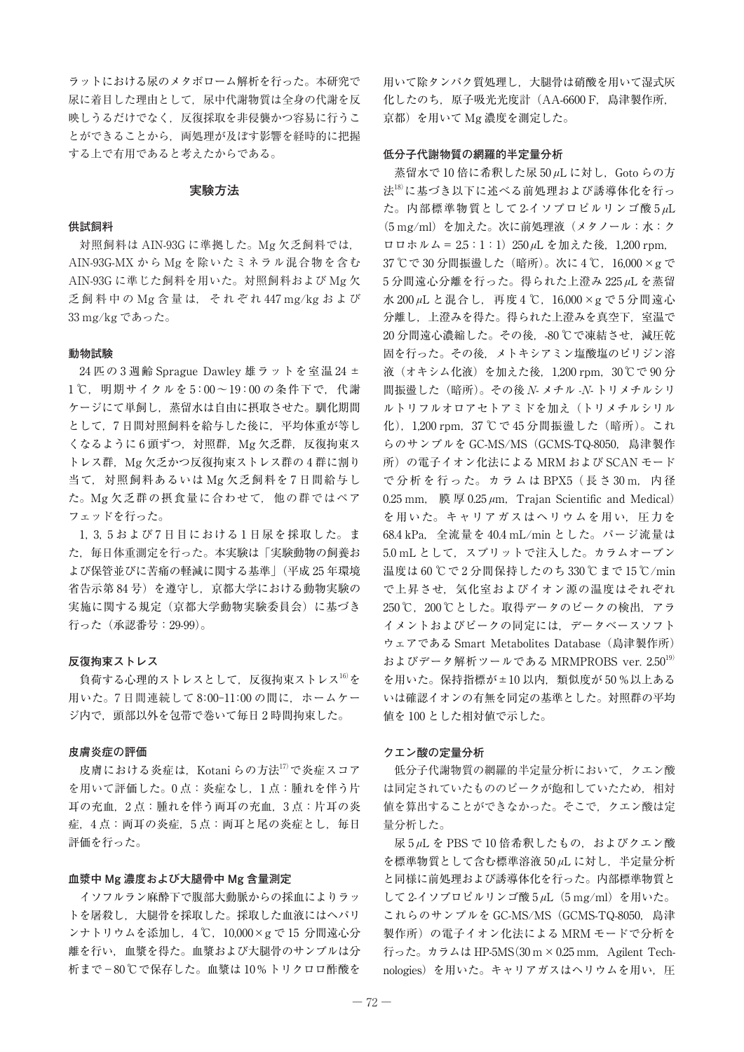ラットにおける尿のメタボローム解析を行った。本研究で尿に着目した理由として，尿中代謝物質は全身の代謝を反映しうるだけでなく，反復採取を非侵襲かつ容易に行うことができることから，両処理が及ぼす影響を経時的に把握する上で有用であると考えたからである。

## 実験方法

### 供試飼料

対照飼料は AIN-93G に準拠した。Mg 欠乏飼料では，AIN-93G-MX から Mg を除いたミネラル混合物を含む AIN-93G に準じた飼料を用いた。対照飼料および Mg 欠乏飼料中の Mg 含量は，それぞれ 447 mg/kg および 33 mg/kg であった。

### 動物試験

24 匹の 3 週齢 Sprague Dawley 雄ラットを室温 24 ± 1 ℃，明期サイクルを 5：00〜19：00 の条件下で，代謝ケージにて単飼し，蒸留水は自由に摂取させた。馴化期間として，7 日間対照飼料を給与した後に，平均体重が等しくなるように 6 頭ずつ，対照群，Mg 欠乏群，反復拘束ストレス群，Mg 欠乏かつ反復拘束ストレス群の 4 群に割り当て，対照飼料あるいは Mg 欠乏飼料を 7 日間給与した。Mg 欠乏群の摂食量に合わせて，他の群ではペアフェッドを行った。

1, 3, 5 および 7 日目における 1 日尿を採取した。また，毎日体重測定を行った。本実験は「実験動物の飼養および保管並びに苦痛の軽減に関する基準」（平成 25 年環境省告示第 84 号）を遵守し，京都大学における動物実験の実施に関する規定（京都大学動物実験委員会）に基づき行った（承認番号：29-99）。

### 反復拘束ストレス

負荷する心理的ストレスとして，反復拘束ストレス[16]を用いた。7 日間連続して 8:00–11:00 の間に，ホームケージ内で，頭部以外を包帯で巻いて毎日 2 時間拘束した。

### 皮膚炎症の評価

皮膚における炎症は，Kotani らの方法[17]で炎症スコアを用いて評価した。0 点：炎症なし，1 点：腫れを伴う片耳の充血，2 点：腫れを伴う両耳の充血，3 点：片耳の炎症，4 点：両耳の炎症，5 点：両耳と尾の炎症とし，毎日評価を行った。

### 血漿中 Mg 濃度および大腿骨中 Mg 含量測定

イソフルラン麻酔下で腹部大動脈からの採血によりラットを屠殺し，大腿骨を採取した。採取した血液にはヘパリンナトリウムを添加し，4 ℃，10,000 × g で 15 分間遠心分離を行い，血漿を得た。血漿および大腿骨のサンプルは分析まで −80 ℃で保存した。血漿は 10％トリクロロ酢酸を用いて除タンパク質処理し，大腿骨は硝酸を用いて湿式灰化したのち，原子吸光光度計（AA-6600 F，島津製作所，京都）を用いて Mg 濃度を測定した。

### 低分子代謝物質の網羅的半定量分析

蒸留水で 10 倍に希釈した尿 50 μL に対し，Goto らの方法[18]に基づき以下に述べる前処理および誘導体化を行った。内部標準物質として 2-イソプロピルリンゴ酸 5 μL（5 mg/ml）を加えた。次に前処理液（メタノール：水：クロロホルム = 2.5：1：1）250 μL を加えた後，1,200 rpm，37 ℃で 30 分間振盪した（暗所）。次に 4 ℃，16,000 × g で 5 分間遠心分離を行った。得られた上澄み 225 μL を蒸留水 200 μL と混合し，再度 4 ℃，16,000 × g で 5 分間遠心分離し，上澄みを得た。得られた上澄みを真空下，室温で 20 分間遠心濃縮した。その後，-80 ℃で凍結させ，減圧乾固を行った。その後，メトキシアミン塩酸塩のピリジン溶液（オキシム化液）を加えた後，1,200 rpm，30 ℃で 90 分間振盪した（暗所）。その後 *N*- メチル -*N*- トリメチルシリルトリフルオロアセトアミドを加え（トリメチルシリル化），1,200 rpm，37 ℃で 45 分間振盪した（暗所）。これらのサンプルを GC-MS/MS（GCMS-TQ-8050，島津製作所）の電子イオン化法による MRM および SCAN モードで分析を行った。カラムは BPX5（長さ 30 m，内径 0.25 mm，膜厚 0.25 μm，Trajan Scientific and Medical）を用いた。キャリアガスはヘリウムを用い，圧力を 68.4 kPa，全流量を 40.4 mL/min とした。パージ流量は 5.0 mL として，スプリットで注入した。カラムオーブン温度は 60 ℃で 2 分間保持したのち 330 ℃まで 15 ℃/min で上昇させ，気化室およびイオン源の温度はそれぞれ 250 ℃，200 ℃とした。取得データのピークの検出，アライメントおよびピークの同定には，データベースソフトウェアである Smart Metabolites Database（島津製作所）およびデータ解析ツールである MRMPROBS ver. 2.50[19]を用いた。保持指標が ± 10 以内，類似度が 50％以上あるいは確認イオンの有無を同定の基準とした。対照群の平均値を 100 とした相対値で示した。

### クエン酸の定量分析

低分子代謝物質の網羅的半定量分析において，クエン酸は同定されていたもののピークが飽和していたため，相対値を算出することができなかった。そこで，クエン酸は定量分析した。

尿 5 μL を PBS で 10 倍希釈したもの，およびクエン酸を標準物質として含む標準溶液 50 μL に対し，半定量分析と同様に前処理および誘導体化を行った。内部標準物質として 2-イソプロピルリンゴ酸 5 μL（5 mg/ml）を用いた。これらのサンプルを GC-MS/MS（GCMS-TQ-8050，島津製作所）の電子イオン化法による MRM モードで分析を行った。カラムは HP-5MS（30 m × 0.25 mm，Agilent Technologies）を用いた。キャリアガスはヘリウムを用い，圧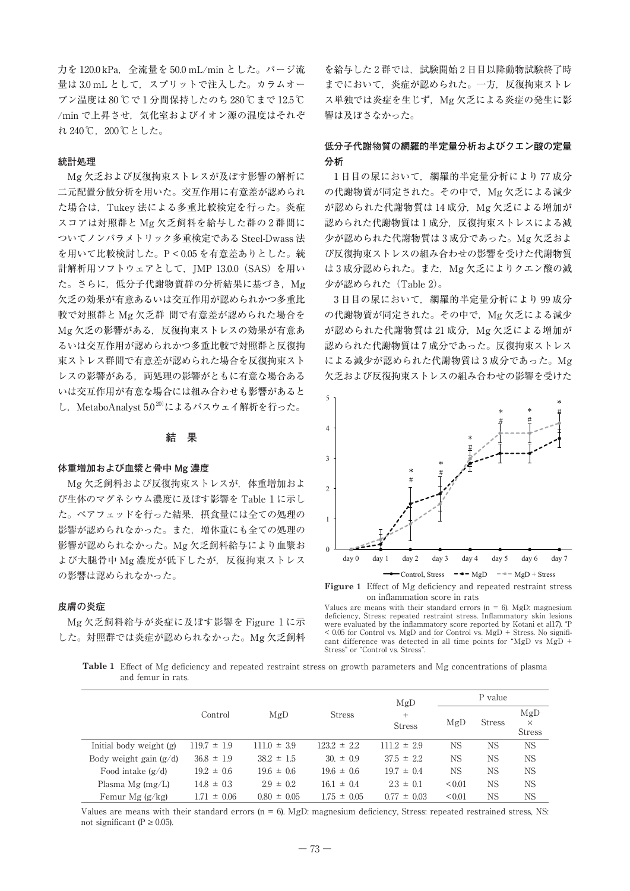力を 120.0 kPa，全流量を 50.0 mL/min とした。パージ流量は 3.0 mL として，スプリットで注入した。カラムオーブン温度は 80 ℃で 1 分間保持したのち 280 ℃まで 12.5 ℃/min で上昇させ，気化室およびイオン源の温度はそれぞれ 240 ℃，200 ℃とした。

#### 統計処理

Mg 欠乏および反復拘束ストレスが及ぼす影響の解析に二元配置分散分析を用いた。交互作用に有意差が認められた場合は，Tukey 法による多重比較検定を行った。炎症スコアは対照群と Mg 欠乏飼料を給与した群の 2 群間についてノンパラメトリック多重検定である Steel-Dwass 法を用いて比較検討した。P < 0.05 を有意差ありとした。統計解析用ソフトウェアとして，JMP 13.0.0（SAS）を用いた。さらに，低分子代謝物質群の分析結果に基づき，Mg 欠乏の効果が有意あるいは交互作用が認められかつ多重比較で対照群と Mg 欠乏群 間で有意差が認められた場合を Mg 欠乏の影響がある，反復拘束ストレスの効果が有意あるいは交互作用が認められかつ多重比較で対照群と反復拘束ストレス群間で有意差が認められた場合を反復拘束ストレスの影響がある，両処理の影響がともに有意な場合あるいは交互作用が有意な場合には組み合わせも影響があるとし，MetaboAnalyst 5.0[20] によるパスウェイ解析を行った。

## 結　果

#### 体重増加および血漿と骨中 Mg 濃度

Mg 欠乏飼料および反復拘束ストレスが，体重増加および生体のマグネシウム濃度に及ぼす影響を Table 1 に示した。ペアフェッドを行った結果，摂食量には全ての処理の影響が認められなかった。また，増体重にも全ての処理の影響が認められなかった。Mg 欠乏飼料給与により血漿および大腿骨中 Mg 濃度が低下したが，反復拘束ストレスの影響は認められなかった。

#### 皮膚の炎症

Mg 欠乏飼料給与が炎症に及ぼす影響を Figure 1 に示した。対照群では炎症が認められなかった。Mg 欠乏飼料を給与した 2 群では，試験開始 2 日目以降動物試験終了時までにおいて，炎症が認められた。一方，反復拘束ストレス単独では炎症を生じず，Mg 欠乏による炎症の発生に影響は及ぼさなかった。

#### 低分子代謝物質の網羅的半定量分析およびクエン酸の定量分析

1 日目の尿において，網羅的半定量分析により 77 成分の代謝物質が同定された。その中で，Mg 欠乏による減少が認められた代謝物質は 14 成分，Mg 欠乏による増加が認められた代謝物質は 1 成分，反復拘束ストレスによる減少が認められた代謝物質は 3 成分であった。Mg 欠乏および反復拘束ストレスの組み合わせの影響を受けた代謝物質は 3 成分認められた。また，Mg 欠乏によりクエン酸の減少が認められた（Table 2）。

3 日目の尿において，網羅的半定量分析により 99 成分の代謝物質が同定された。その中で，Mg 欠乏による減少が認められた代謝物質は 21 成分，Mg 欠乏による増加が認められた代謝物質は 7 成分であった。反復拘束ストレスによる減少が認められた代謝物質は 3 成分であった。Mg 欠乏および反復拘束ストレスの組み合わせの影響を受けた

**Figure 1** Effect of Mg deficiency and repeated restraint stress on inflammation score in rats

Values are means with their standard errors (n = 6). MgD: magnesium deficiency, Stress: repeated restraint stress. Inflammatory skin lesions were evaluated by the inflammatory score reported by Kotani et al17). *P < 0.05 for Control vs. MgD and for Control vs. MgD + Stress. No significant difference was detected in all time points for "MgD vs MgD + Stress" or "Control vs. Stress".

**Table 1** Effect of Mg deficiency and repeated restraint stress on growth parameters and Mg concentrations of plasma and femur in rats.

| | Control | MgD | Stress | MgD + Stress | P value | | |
|---|---|---|---|---|---|---|---|
| | | | | | MgD | Stress | MgD × Stress |
| Initial body weight (g) | 119.7 ± 1.9 | 111.0 ± 3.9 | 123.2 ± 2.2 | 111.2 ± 2.9 | NS | NS | NS |
| Body weight gain (g/d) | 36.8 ± 1.9 | 38.2 ± 1.5 | 30. ± 0.9 | 37.5 ± 2.2 | NS | NS | NS |
| Food intake (g/d) | 19.2 ± 0.6 | 19.6 ± 0.6 | 19.6 ± 0.6 | 19.7 ± 0.4 | NS | NS | NS |
| Plasma Mg (mg/L) | 14.8 ± 0.3 | 2.9 ± 0.2 | 16.1 ± 0.4 | 2.3 ± 0.1 | <0.01 | NS | NS |
| Femur Mg (g/kg) | 1.71 ± 0.06 | 0.80 ± 0.05 | 1.75 ± 0.05 | 0.77 ± 0.03 | <0.01 | NS | NS |

Values are means with their standard errors (n = 6). MgD: magnesium deficiency, Stress: repeated restrained stress, NS: not significant (P ≥ 0.05).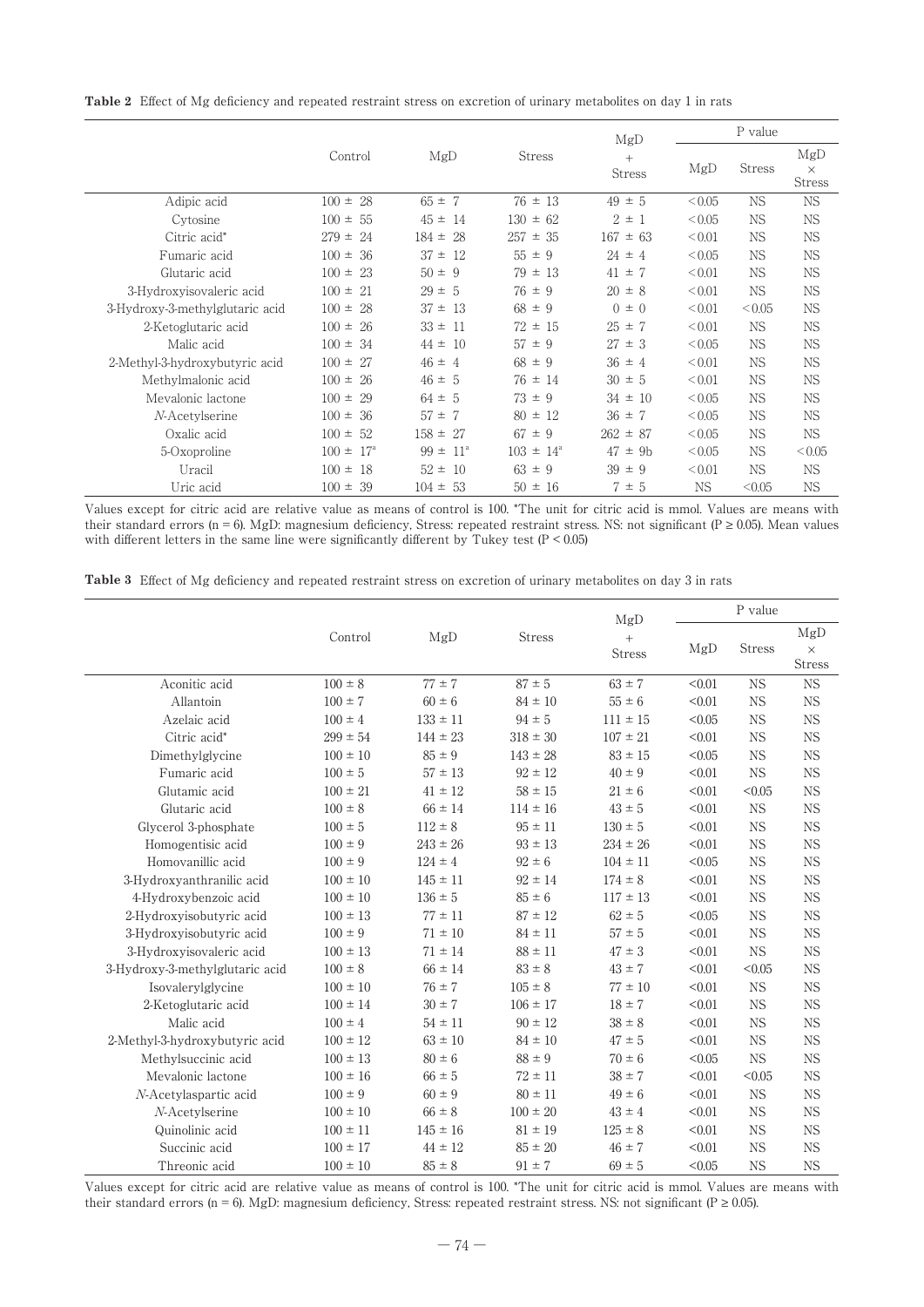**Table 2** Effect of Mg deficiency and repeated restraint stress on excretion of urinary metabolites on day 1 in rats

| | Control | MgD | Stress | MgD + Stress | P value | | |
|---|---|---|---|---|---|---|---|
| | | | | | MgD | Stress | MgD × Stress |
| Adipic acid | 100 ± 28 | 65 ± 7 | 76 ± 13 | 49 ± 5 | < 0.05 | NS | NS |
| Cytosine | 100 ± 55 | 45 ± 14 | 130 ± 62 | 2 ± 1 | < 0.05 | NS | NS |
| Citric acid* | 279 ± 24 | 184 ± 28 | 257 ± 35 | 167 ± 63 | < 0.01 | NS | NS |
| Fumaric acid | 100 ± 36 | 37 ± 12 | 55 ± 9 | 24 ± 4 | < 0.05 | NS | NS |
| Glutaric acid | 100 ± 23 | 50 ± 9 | 79 ± 13 | 41 ± 7 | < 0.01 | NS | NS |
| 3-Hydroxyisovaleric acid | 100 ± 21 | 29 ± 5 | 76 ± 9 | 20 ± 8 | < 0.01 | NS | NS |
| 3-Hydroxy-3-methylglutaric acid | 100 ± 28 | 37 ± 13 | 68 ± 9 | 0 ± 0 | < 0.01 | < 0.05 | NS |
| 2-Ketoglutaric acid | 100 ± 26 | 33 ± 11 | 72 ± 15 | 25 ± 7 | < 0.01 | NS | NS |
| Malic acid | 100 ± 34 | 44 ± 10 | 57 ± 9 | 27 ± 3 | < 0.05 | NS | NS |
| 2-Methyl-3-hydroxybutyric acid | 100 ± 27 | 46 ± 4 | 68 ± 9 | 36 ± 4 | < 0.01 | NS | NS |
| Methylmalonic acid | 100 ± 26 | 46 ± 5 | 76 ± 14 | 30 ± 5 | < 0.01 | NS | NS |
| Mevalonic lactone | 100 ± 29 | 64 ± 5 | 73 ± 9 | 34 ± 10 | < 0.05 | NS | NS |
| *N*-Acetylserine | 100 ± 36 | 57 ± 7 | 80 ± 12 | 36 ± 7 | < 0.05 | NS | NS |
| Oxalic acid | 100 ± 52 | 158 ± 27 | 67 ± 9 | 262 ± 87 | < 0.05 | NS | NS |
| 5-Oxoproline | 100 ± 17[a] | 99 ± 11[a] | 103 ± 14[a] | 47 ± 9b | < 0.05 | NS | < 0.05 |
| Uracil | 100 ± 18 | 52 ± 10 | 63 ± 9 | 39 ± 9 | < 0.01 | NS | NS |
| Uric acid | 100 ± 39 | 104 ± 53 | 50 ± 16 | 7 ± 5 | NS | <0.05 | NS |

Values except for citric acid are relative value as means of control is 100. *The unit for citric acid is mmol. Values are means with their standard errors (n = 6). MgD: magnesium deficiency, Stress: repeated restraint stress. NS: not significant ($P \geq 0.05$). Mean values with different letters in the same line were significantly different by Tukey test ($P < 0.05$)

**Table 3** Effect of Mg deficiency and repeated restraint stress on excretion of urinary metabolites on day 3 in rats

| | Control | MgD | Stress | MgD + Stress | P value | | |
|---|---|---|---|---|---|---|---|
| | | | | | MgD | Stress | MgD × Stress |
| Aconitic acid | 100 ± 8 | 77 ± 7 | 87 ± 5 | 63 ± 7 | <0.01 | NS | NS |
| Allantoin | 100 ± 7 | 60 ± 6 | 84 ± 10 | 55 ± 6 | <0.01 | NS | NS |
| Azelaic acid | 100 ± 4 | 133 ± 11 | 94 ± 5 | 111 ± 15 | <0.05 | NS | NS |
| Citric acid* | 299 ± 54 | 144 ± 23 | 318 ± 30 | 107 ± 21 | <0.01 | NS | NS |
| Dimethylglycine | 100 ± 10 | 85 ± 9 | 143 ± 28 | 83 ± 15 | <0.05 | NS | NS |
| Fumaric acid | 100 ± 5 | 57 ± 13 | 92 ± 12 | 40 ± 9 | <0.01 | NS | NS |
| Glutamic acid | 100 ± 21 | 41 ± 12 | 58 ± 15 | 21 ± 6 | <0.01 | <0.05 | NS |
| Glutaric acid | 100 ± 8 | 66 ± 14 | 114 ± 16 | 43 ± 5 | <0.01 | NS | NS |
| Glycerol 3-phosphate | 100 ± 5 | 112 ± 8 | 95 ± 11 | 130 ± 5 | <0.01 | NS | NS |
| Homogentisic acid | 100 ± 9 | 243 ± 26 | 93 ± 13 | 234 ± 26 | <0.01 | NS | NS |
| Homovanillic acid | 100 ± 9 | 124 ± 4 | 92 ± 6 | 104 ± 11 | <0.05 | NS | NS |
| 3-Hydroxyanthranilic acid | 100 ± 10 | 145 ± 11 | 92 ± 14 | 174 ± 8 | <0.01 | NS | NS |
| 4-Hydroxybenzoic acid | 100 ± 10 | 136 ± 5 | 85 ± 6 | 117 ± 13 | <0.01 | NS | NS |
| 2-Hydroxyisobutyric acid | 100 ± 13 | 77 ± 11 | 87 ± 12 | 62 ± 5 | <0.05 | NS | NS |
| 3-Hydroxyisobutyric acid | 100 ± 9 | 71 ± 10 | 84 ± 11 | 57 ± 5 | <0.01 | NS | NS |
| 3-Hydroxyisovaleric acid | 100 ± 13 | 71 ± 14 | 88 ± 11 | 47 ± 3 | <0.01 | NS | NS |
| 3-Hydroxy-3-methylglutaric acid | 100 ± 8 | 66 ± 14 | 83 ± 8 | 43 ± 7 | <0.01 | <0.05 | NS |
| Isovalerylglycine | 100 ± 10 | 76 ± 7 | 105 ± 8 | 77 ± 10 | <0.01 | NS | NS |
| 2-Ketoglutaric acid | 100 ± 14 | 30 ± 7 | 106 ± 17 | 18 ± 7 | <0.01 | NS | NS |
| Malic acid | 100 ± 4 | 54 ± 11 | 90 ± 12 | 38 ± 8 | <0.01 | NS | NS |
| 2-Methyl-3-hydroxybutyric acid | 100 ± 12 | 63 ± 10 | 84 ± 10 | 47 ± 5 | <0.01 | NS | NS |
| Methylsuccinic acid | 100 ± 13 | 80 ± 6 | 88 ± 9 | 70 ± 6 | <0.05 | NS | NS |
| Mevalonic lactone | 100 ± 16 | 66 ± 5 | 72 ± 11 | 38 ± 7 | <0.01 | <0.05 | NS |
| *N*-Acetylaspartic acid | 100 ± 9 | 60 ± 9 | 80 ± 11 | 49 ± 6 | <0.01 | NS | NS |
| *N*-Acetylserine | 100 ± 10 | 66 ± 8 | 100 ± 20 | 43 ± 4 | <0.01 | NS | NS |
| Quinolinic acid | 100 ± 11 | 145 ± 16 | 81 ± 19 | 125 ± 8 | <0.01 | NS | NS |
| Succinic acid | 100 ± 17 | 44 ± 12 | 85 ± 20 | 46 ± 7 | <0.01 | NS | NS |
| Threonic acid | 100 ± 10 | 85 ± 8 | 91 ± 7 | 69 ± 5 | <0.05 | NS | NS |

Values except for citric acid are relative value as means of control is 100. *The unit for citric acid is mmol. Values are means with their standard errors (n = 6). MgD: magnesium deficiency, Stress: repeated restraint stress. NS: not significant ($P \geq 0.05$).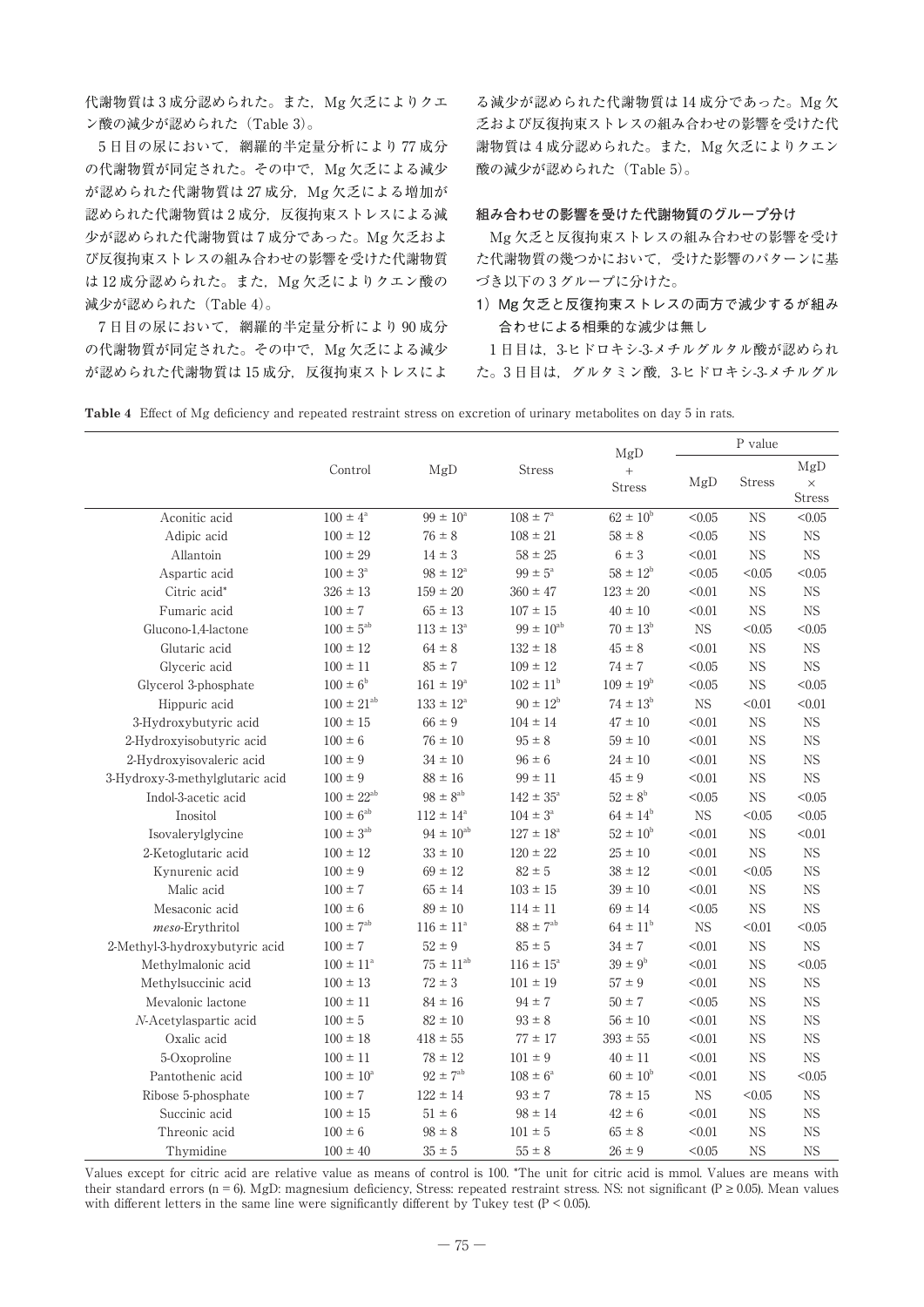代謝物質は 3 成分認められた。また，Mg 欠乏によりクエン酸の減少が認められた（Table 3）。

5 日目の尿において，網羅的半定量分析により 77 成分の代謝物質が同定された。その中で，Mg 欠乏による減少が認められた代謝物質は 27 成分，Mg 欠乏による増加が認められた代謝物質は 2 成分，反復拘束ストレスによる減少が認められた代謝物質は 7 成分であった。Mg 欠乏および反復拘束ストレスの組み合わせの影響を受けた代謝物質は 12 成分認められた。また，Mg 欠乏によりクエン酸の減少が認められた（Table 4）。

7 日目の尿において，網羅的半定量分析により 90 成分の代謝物質が同定された。その中で，Mg 欠乏による減少が認められた代謝物質は 15 成分，反復拘束ストレスによる減少が認められた代謝物質は 14 成分であった。Mg 欠乏および反復拘束ストレスの組み合わせの影響を受けた代謝物質は 4 成分認められた。また，Mg 欠乏によりクエン酸の減少が認められた（Table 5）。

### 組み合わせの影響を受けた代謝物質のグループ分け

Mg 欠乏と反復拘束ストレスの組み合わせの影響を受けた代謝物質の幾つかにおいて，受けた影響のパターンに基づき以下の 3 グループに分けた。

**1）Mg 欠乏と反復拘束ストレスの両方で減少するが組み合わせによる相乗的な減少は無し**

1 日目は，3-ヒドロキシ-3-メチルグルタル酸が認められた。3 日目は，グルタミン酸，3-ヒドロキシ-3-メチルグル

**Table 4** Effect of Mg deficiency and repeated restraint stress on excretion of urinary metabolites on day 5 in rats.

| | Control | MgD | Stress | MgD + Stress | P value | | |
|---|---|---|---|---|---|---|---|
| | | | | | MgD | Stress | MgD × Stress |
| Aconitic acid | 100 ± 4[a] | 99 ± 10[a] | 108 ± 7[a] | 62 ± 10[b] | <0.05 | NS | <0.05 |
| Adipic acid | 100 ± 12 | 76 ± 8 | 108 ± 21 | 58 ± 8 | <0.05 | NS | NS |
| Allantoin | 100 ± 29 | 14 ± 3 | 58 ± 25 | 6 ± 3 | <0.01 | NS | NS |
| Aspartic acid | 100 ± 3[a] | 98 ± 12[a] | 99 ± 5[a] | 58 ± 12[b] | <0.05 | <0.05 | <0.05 |
| Citric acid* | 326 ± 13 | 159 ± 20 | 360 ± 47 | 123 ± 20 | <0.01 | NS | NS |
| Fumaric acid | 100 ± 7 | 65 ± 13 | 107 ± 15 | 40 ± 10 | <0.01 | NS | NS |
| Glucono-1,4-lactone | 100 ± 5[ab] | 113 ± 13[a] | 99 ± 10[ab] | 70 ± 13[b] | NS | <0.05 | <0.05 |
| Glutaric acid | 100 ± 12 | 64 ± 8 | 132 ± 18 | 45 ± 8 | <0.01 | NS | NS |
| Glyceric acid | 100 ± 11 | 85 ± 7 | 109 ± 12 | 74 ± 7 | <0.05 | NS | NS |
| Glycerol 3-phosphate | 100 ± 6[b] | 161 ± 19[a] | 102 ± 11[b] | 109 ± 19[b] | <0.05 | NS | <0.05 |
| Hippuric acid | 100 ± 21[ab] | 133 ± 12[a] | 90 ± 12[b] | 74 ± 13[b] | NS | <0.01 | <0.01 |
| 3-Hydroxybutyric acid | 100 ± 15 | 66 ± 9 | 104 ± 14 | 47 ± 10 | <0.01 | NS | NS |
| 2-Hydroxyisobutyric acid | 100 ± 6 | 76 ± 10 | 95 ± 8 | 59 ± 10 | <0.01 | NS | NS |
| 2-Hydroxyisovaleric acid | 100 ± 9 | 34 ± 10 | 96 ± 6 | 24 ± 10 | <0.01 | NS | NS |
| 3-Hydroxy-3-methylglutaric acid | 100 ± 9 | 88 ± 16 | 99 ± 11 | 45 ± 9 | <0.01 | NS | NS |
| Indol-3-acetic acid | 100 ± 22[ab] | 98 ± 8[ab] | 142 ± 35[a] | 52 ± 8[b] | <0.05 | NS | <0.05 |
| Inositol | 100 ± 6[ab] | 112 ± 14[a] | 104 ± 3[a] | 64 ± 14[b] | NS | <0.05 | <0.05 |
| Isovalerylglycine | 100 ± 3[ab] | 94 ± 10[ab] | 127 ± 18[a] | 52 ± 10[b] | <0.01 | NS | <0.01 |
| 2-Ketoglutaric acid | 100 ± 12 | 33 ± 10 | 120 ± 22 | 25 ± 10 | <0.01 | NS | NS |
| Kynurenic acid | 100 ± 9 | 69 ± 12 | 82 ± 5 | 38 ± 12 | <0.01 | <0.05 | NS |
| Malic acid | 100 ± 7 | 65 ± 14 | 103 ± 15 | 39 ± 10 | <0.01 | NS | NS |
| Mesaconic acid | 100 ± 6 | 89 ± 10 | 114 ± 11 | 69 ± 14 | <0.05 | NS | NS |
| *meso*-Erythritol | 100 ± 7[ab] | 116 ± 11[a] | 88 ± 7[ab] | 64 ± 11[b] | NS | <0.01 | <0.05 |
| 2-Methyl-3-hydroxybutyric acid | 100 ± 7 | 52 ± 9 | 85 ± 5 | 34 ± 7 | <0.01 | NS | NS |
| Methylmalonic acid | 100 ± 11[a] | 75 ± 11[ab] | 116 ± 15[a] | 39 ± 9[b] | <0.01 | NS | <0.05 |
| Methylsuccinic acid | 100 ± 13 | 72 ± 3 | 101 ± 19 | 57 ± 9 | <0.01 | NS | NS |
| Mevalonic lactone | 100 ± 11 | 84 ± 16 | 94 ± 7 | 50 ± 7 | <0.05 | NS | NS |
| *N*-Acetylaspartic acid | 100 ± 5 | 82 ± 10 | 93 ± 8 | 56 ± 10 | <0.01 | NS | NS |
| Oxalic acid | 100 ± 18 | 418 ± 55 | 77 ± 17 | 393 ± 55 | <0.01 | NS | NS |
| 5-Oxoproline | 100 ± 11 | 78 ± 12 | 101 ± 9 | 40 ± 11 | <0.01 | NS | NS |
| Pantothenic acid | 100 ± 10[a] | 92 ± 7[ab] | 108 ± 6[a] | 60 ± 10[b] | <0.01 | NS | <0.05 |
| Ribose 5-phosphate | 100 ± 7 | 122 ± 14 | 93 ± 7 | 78 ± 15 | NS | <0.05 | NS |
| Succinic acid | 100 ± 15 | 51 ± 6 | 98 ± 14 | 42 ± 6 | <0.01 | NS | NS |
| Threonic acid | 100 ± 6 | 98 ± 8 | 101 ± 5 | 65 ± 8 | <0.01 | NS | NS |
| Thymidine | 100 ± 40 | 35 ± 5 | 55 ± 8 | 26 ± 9 | <0.05 | NS | NS |

Values except for citric acid are relative value as means of control is 100. *The unit for citric acid is mmol. Values are means with their standard errors (n = 6). MgD: magnesium deficiency, Stress: repeated restraint stress. NS: not significant ($P \geq 0.05$). Mean values with different letters in the same line were significantly different by Tukey test ($P < 0.05$).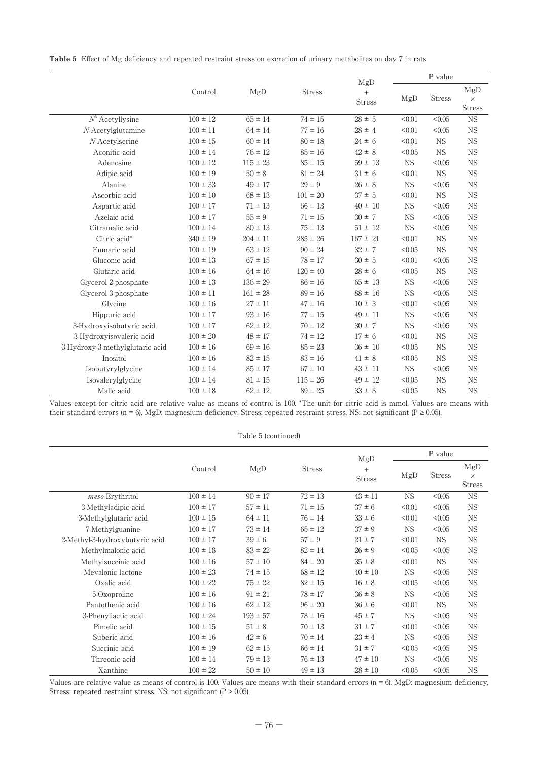**Table 5** Effect of Mg deficiency and repeated restraint stress on excretion of urinary metabolites on day 7 in rats

| | Control | MgD | Stress | MgD + Stress | P value | | |
|---|---|---|---|---|---|---|---|
| | | | | | MgD | Stress | MgD × Stress |
| $N^6$-Acetyllysine | 100 ± 12 | 65 ± 14 | 74 ± 15 | 28 ± 5 | <0.01 | <0.05 | NS |
| *N*-Acetylglutamine | 100 ± 11 | 64 ± 14 | 77 ± 16 | 28 ± 4 | <0.01 | <0.05 | NS |
| *N*-Acetylserine | 100 ± 15 | 60 ± 14 | 80 ± 18 | 24 ± 6 | <0.01 | NS | NS |
| Aconitic acid | 100 ± 14 | 76 ± 12 | 85 ± 16 | 42 ± 8 | <0.05 | NS | NS |
| Adenosine | 100 ± 12 | 115 ± 23 | 85 ± 15 | 59 ± 13 | NS | <0.05 | NS |
| Adipic acid | 100 ± 19 | 50 ± 8 | 81 ± 24 | 31 ± 6 | <0.01 | NS | NS |
| Alanine | 100 ± 33 | 49 ± 17 | 29 ± 9 | 26 ± 8 | NS | <0.05 | NS |
| Ascorbic acid | 100 ± 10 | 68 ± 13 | 101 ± 20 | 37 ± 5 | <0.01 | NS | NS |
| Aspartic acid | 100 ± 17 | 71 ± 13 | 66 ± 13 | 40 ± 10 | NS | <0.05 | NS |
| Azelaic acid | 100 ± 17 | 55 ± 9 | 71 ± 15 | 30 ± 7 | NS | <0.05 | NS |
| Citramalic acid | 100 ± 14 | 80 ± 13 | 75 ± 13 | 51 ± 12 | NS | <0.05 | NS |
| Citric acid* | 340 ± 19 | 204 ± 11 | 285 ± 26 | 167 ± 21 | <0.01 | NS | NS |
| Fumaric acid | 100 ± 19 | 63 ± 12 | 90 ± 24 | 32 ± 7 | <0.05 | NS | NS |
| Gluconic acid | 100 ± 13 | 67 ± 15 | 78 ± 17 | 30 ± 5 | <0.01 | <0.05 | NS |
| Glutaric acid | 100 ± 16 | 64 ± 16 | 120 ± 40 | 28 ± 6 | <0.05 | NS | NS |
| Glycerol 2-phosphate | 100 ± 13 | 136 ± 29 | 86 ± 16 | 65 ± 13 | NS | <0.05 | NS |
| Glycerol 3-phosphate | 100 ± 11 | 161 ± 28 | 89 ± 16 | 88 ± 16 | NS | <0.05 | NS |
| Glycine | 100 ± 16 | 27 ± 11 | 47 ± 16 | 10 ± 3 | <0.01 | <0.05 | NS |
| Hippuric acid | 100 ± 17 | 93 ± 16 | 77 ± 15 | 49 ± 11 | NS | <0.05 | NS |
| 3-Hydroxyisobutyric acid | 100 ± 17 | 62 ± 12 | 70 ± 12 | 30 ± 7 | NS | <0.05 | NS |
| 3-Hydroxyisovaleric acid | 100 ± 20 | 48 ± 17 | 74 ± 12 | 17 ± 6 | <0.01 | NS | NS |
| 3-Hydroxy-3-methylglutaric acid | 100 ± 16 | 69 ± 16 | 85 ± 23 | 36 ± 10 | <0.05 | NS | NS |
| Inositol | 100 ± 16 | 82 ± 15 | 83 ± 16 | 41 ± 8 | <0.05 | NS | NS |
| Isobutyrylglycine | 100 ± 14 | 85 ± 17 | 67 ± 10 | 43 ± 11 | NS | <0.05 | NS |
| Isovalerylglycine | 100 ± 14 | 81 ± 15 | 115 ± 26 | 49 ± 12 | <0.05 | NS | NS |
| Malic acid | 100 ± 18 | 62 ± 12 | 89 ± 25 | 33 ± 8 | <0.05 | NS | NS |

Values except for citric acid are relative value as means of control is 100. *The unit for citric acid is mmol. Values are means with their standard errors (n = 6). MgD: magnesium deficiency, Stress: repeated restraint stress. NS: not significant (P ≥ 0.05).

Table 5 (continued)

| | Control | MgD | Stress | MgD + Stress | P value | | |
|---|---|---|---|---|---|---|---|
| | | | | | MgD | Stress | MgD × Stress |
| *meso*-Erythritol | 100 ± 14 | 90 ± 17 | 72 ± 13 | 43 ± 11 | NS | <0.05 | NS |
| 3-Methyladipic acid | 100 ± 17 | 57 ± 11 | 71 ± 15 | 37 ± 6 | <0.01 | <0.05 | NS |
| 3-Methylglutaric acid | 100 ± 15 | 64 ± 11 | 76 ± 14 | 33 ± 6 | <0.01 | <0.05 | NS |
| 7-Methylguanine | 100 ± 17 | 73 ± 14 | 65 ± 12 | 37 ± 9 | NS | <0.05 | NS |
| 2-Methyl-3-hydroxybutyric acid | 100 ± 17 | 39 ± 6 | 57 ± 9 | 21 ± 7 | <0.01 | NS | NS |
| Methylmalonic acid | 100 ± 18 | 83 ± 22 | 82 ± 14 | 26 ± 9 | <0.05 | <0.05 | NS |
| Methylsuccinic acid | 100 ± 16 | 57 ± 10 | 84 ± 20 | 35 ± 8 | <0.01 | NS | NS |
| Mevalonic lactone | 100 ± 23 | 74 ± 15 | 68 ± 12 | 40 ± 10 | NS | <0.05 | NS |
| Oxalic acid | 100 ± 22 | 75 ± 22 | 82 ± 15 | 16 ± 8 | <0.05 | <0.05 | NS |
| 5-Oxoproline | 100 ± 16 | 91 ± 21 | 78 ± 17 | 36 ± 8 | NS | <0.05 | NS |
| Pantothenic acid | 100 ± 16 | 62 ± 12 | 96 ± 20 | 36 ± 6 | <0.01 | NS | NS |
| 3-Phenyllactic acid | 100 ± 24 | 193 ± 57 | 78 ± 16 | 45 ± 7 | NS | <0.05 | NS |
| Pimelic acid | 100 ± 15 | 51 ± 8 | 70 ± 13 | 31 ± 7 | <0.01 | <0.05 | NS |
| Suberic acid | 100 ± 16 | 42 ± 6 | 70 ± 14 | 23 ± 4 | NS | <0.05 | NS |
| Succinic acid | 100 ± 19 | 62 ± 15 | 66 ± 14 | 31 ± 7 | <0.05 | <0.05 | NS |
| Threonic acid | 100 ± 14 | 79 ± 13 | 76 ± 13 | 47 ± 10 | NS | <0.05 | NS |
| Xanthine | 100 ± 22 | 50 ± 10 | 49 ± 13 | 28 ± 10 | <0.05 | <0.05 | NS |

Values are relative value as means of control is 100. Values are means with their standard errors (n = 6). MgD: magnesium deficiency, Stress: repeated restraint stress. NS: not significant (P ≥ 0.05).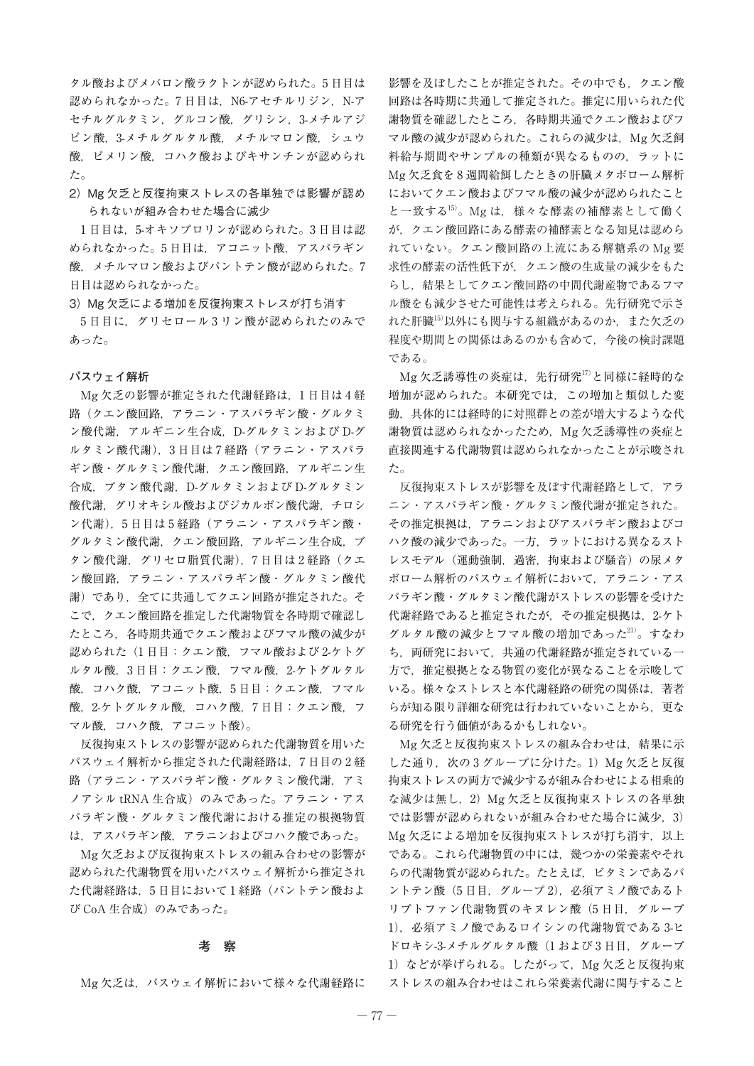タル酸およびメバロン酸ラクトンが認められた。5 日目は認められなかった。7 日目は，N6-アセチルリジン，N-アセチルグルタミン，グルコン酸，グリシン，3-メチルアジピン酸，3-メチルグルタル酸，メチルマロン酸，シュウ酸，ピメリン酸，コハク酸およびキサンチンが認められた。

2）Mg 欠乏と反復拘束ストレスの各単独では影響が認められないが組み合わせた場合に減少

1 日目は，5-オキソプロリンが認められた。3 日目は認められなかった。5 日目は，アコニット酸，アスパラギン酸，メチルマロン酸およびパントテン酸が認められた。7 日目は認められなかった。

3）Mg 欠乏による増加を反復拘束ストレスが打ち消す

5 日目に，グリセロール 3 リン酸が認められたのみであった。

**パスウェイ解析**

Mg 欠乏の影響が推定された代謝経路は，1 日目は 4 経路（クエン酸回路，アラニン・アスパラギン酸・グルタミン酸代謝，アルギニン生合成，D-グルタミンおよび D-グルタミン酸代謝），3 日目は 7 経路（アラニン・アスパラギン酸・グルタミン酸代謝，クエン酸回路，アルギニン生合成，ブタン酸代謝，D-グルタミンおよび D-グルタミン酸代謝，グリオキシル酸およびジカルボン酸代謝，チロシン代謝），5 日目は 5 経路（アラニン・アスパラギン酸・グルタミン酸代謝，クエン酸回路，アルギニン生合成，ブタン酸代謝，グリセロ脂質代謝），7 日目は 2 経路（クエン酸回路，アラニン・アスパラギン酸・グルタミン酸代謝）であり，全てに共通してクエン回路が推定された。そこで，クエン酸回路を推定した代謝物質を各時期で確認したところ，各時期共通でクエン酸およびフマル酸の減少が認められた（1 日目：クエン酸，フマル酸および 2-ケトグルタル酸，3 日目：クエン酸，フマル酸，2-ケトグルタル酸，コハク酸，アコニット酸，5 日目：クエン酸，フマル酸，2-ケトグルタル酸，コハク酸，7 日目：クエン酸，フマル酸，コハク酸，アコニット酸）。

反復拘束ストレスの影響が認められた代謝物質を用いたパスウェイ解析から推定された代謝経路は，7 日目の 2 経路（アラニン・アスパラギン酸・グルタミン酸代謝，アミノアシル tRNA 生合成）のみであった。アラニン・アスパラギン酸・グルタミン酸代謝における推定の根拠物質は，アスパラギン酸，アラニンおよびコハク酸であった。

Mg 欠乏および反復拘束ストレスの組み合わせの影響が認められた代謝物質を用いたパスウェイ解析から推定された代謝経路は，5 日目において 1 経路（パントテン酸および CoA 生合成）のみであった。

## 考　察

Mg 欠乏は，パスウェイ解析において様々な代謝経路に影響を及ぼしたことが推定された。その中でも，クエン酸回路は各時期に共通して推定された。推定に用いられた代謝物質を確認したところ，各時期共通でクエン酸およびフマル酸の減少が認められた。これらの減少は，Mg 欠乏飼料給与期間やサンプルの種類が異なるものの，ラットに Mg 欠乏食を 8 週間給餌したときの肝臓メタボローム解析においてクエン酸およびフマル酸の減少が認められたことと一致する[15]。Mg は，様々な酵素の補酵素として働くが，クエン酸回路にある酵素の補酵素となる知見は認められていない。クエン酸回路の上流にある解糖系の Mg 要求性の酵素の活性低下が，クエン酸の生成量の減少をもたらし，結果としてクエン酸回路の中間代謝産物であるフマル酸をも減少させた可能性は考えられる。先行研究で示された肝臓[15]以外にも関与する組織があるのか，また欠乏の程度や期間との関係はあるのかも含めて，今後の検討課題である。

Mg 欠乏誘導性の炎症は，先行研究[17]と同様に経時的な増加が認められた。本研究では，この増加と類似した変動，具体的には経時的に対照群との差が増大するような代謝物質は認められなかったため，Mg 欠乏誘導性の炎症と直接関連する代謝物質は認められなかったことが示唆された。

反復拘束ストレスが影響を及ぼす代謝経路として，アラニン・アスパラギン酸・グルタミン酸代謝が推定された。その推定根拠は，アラニンおよびアスパラギン酸およびコハク酸の減少であった。一方，ラットにおける異なるストレスモデル（運動強制，過密，拘束および騒音）の尿メタボローム解析のパスウェイ解析において，アラニン・アスパラギン酸・グルタミン酸代謝がストレスの影響を受けた代謝経路であると推定されたが，その推定根拠は，2-ケトグルタル酸の減少とフマル酸の増加であった[21]。すなわち，両研究において，共通の代謝経路が推定されている一方で，推定根拠となる物質の変化が異なることを示唆している。様々なストレスと本代謝経路の研究の関係は，著者らが知る限り詳細な研究は行われていないことから，更なる研究を行う価値があるかもしれない。

Mg 欠乏と反復拘束ストレスの組み合わせは，結果に示した通り，次の 3 グループに分けた。1）Mg 欠乏と反復拘束ストレスの両方で減少するが組み合わせによる相乗的な減少は無し，2）Mg 欠乏と反復拘束ストレスの各単独では影響が認められないが組み合わせた場合に減少，3）Mg 欠乏による増加を反復拘束ストレスが打ち消す，以上である。これら代謝物質の中には，幾つかの栄養素やそれらの代謝物質が認められた。たとえば，ビタミンであるパントテン酸（5 日目，グループ 2），必須アミノ酸であるトリプトファン代謝物質のキヌレン酸（5 日目，グループ 1），必須アミノ酸であるロイシンの代謝物質である 3-ヒドロキシ-3-メチルグルタル酸（1 および 3 日目，グループ 1）などが挙げられる。したがって，Mg 欠乏と反復拘束ストレスの組み合わせはこれら栄養素代謝に関与すること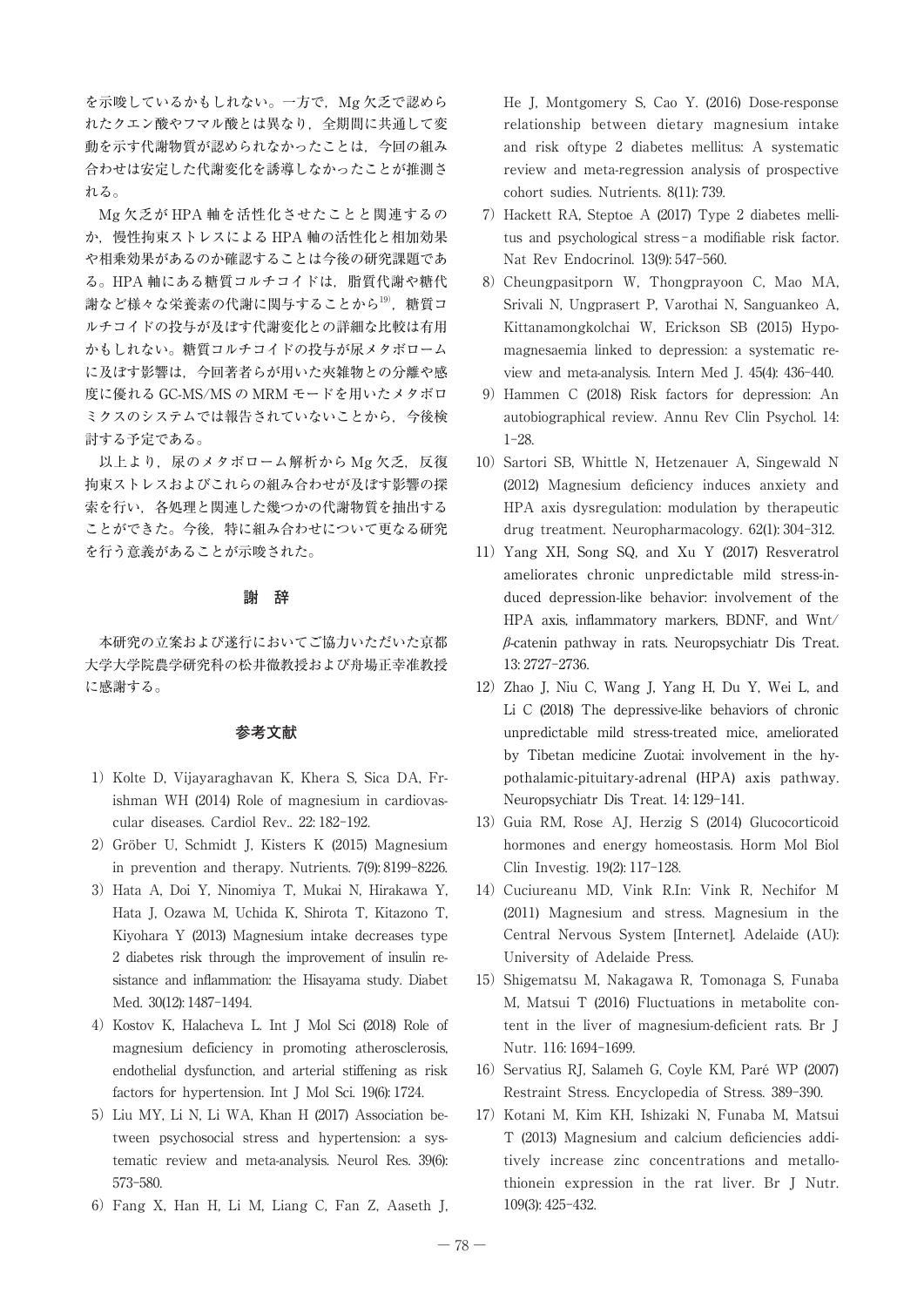を示唆しているかもしれない。一方で，Mg 欠乏で認められたクエン酸やフマル酸とは異なり，全期間に共通して変動を示す代謝物質が認められなかったことは，今回の組み合わせは安定した代謝変化を誘導しなかったことが推測される。

Mg 欠乏が HPA 軸を活性化させたことと関連するのか，慢性拘束ストレスによる HPA 軸の活性化と相加効果や相乗効果があるのか確認することは今後の研究課題である。HPA 軸にある糖質コルチコイドは，脂質代謝や糖代謝など様々な栄養素の代謝に関与することから[19]，糖質コルチコイドの投与が及ぼす代謝変化との詳細な比較は有用かもしれない。糖質コルチコイドの投与が尿メタボロームに及ぼす影響は，今回著者らが用いた夾雑物との分離や感度に優れる GC-MS/MS の MRM モードを用いたメタボロミクスのシステムでは報告されていないことから，今後検討する予定である。

以上より，尿のメタボローム解析から Mg 欠乏，反復拘束ストレスおよびこれらの組み合わせが及ぼす影響の探索を行い，各処理と関連した幾つかの代謝物質を抽出することができた。今後，特に組み合わせについて更なる研究を行う意義があることが示唆された。

## 謝　辞

本研究の立案および遂行においてご協力いただいた京都大学大学院農学研究科の松井徹教授および舟場正幸准教授に感謝する。

## 参考文献

1) Kolte D, Vijayaraghavan K, Khera S, Sica DA, Frishman WH (2014) Role of magnesium in cardiovascular diseases. Cardiol Rev.. 22: 182-192.
2) Gröber U, Schmidt J, Kisters K (2015) Magnesium in prevention and therapy. Nutrients. 7(9): 8199-8226.
3) Hata A, Doi Y, Ninomiya T, Mukai N, Hirakawa Y, Hata J, Ozawa M, Uchida K, Shirota T, Kitazono T, Kiyohara Y (2013) Magnesium intake decreases type 2 diabetes risk through the improvement of insulin resistance and inflammation: the Hisayama study. Diabet Med. 30(12): 1487-1494.
4) Kostov K, Halacheva L. Int J Mol Sci (2018) Role of magnesium deficiency in promoting atherosclerosis, endothelial dysfunction, and arterial stiffening as risk factors for hypertension. Int J Mol Sci. 19(6): 1724.
5) Liu MY, Li N, Li WA, Khan H (2017) Association between psychosocial stress and hypertension: a systematic review and meta-analysis. Neurol Res. 39(6): 573-580.
6) Fang X, Han H, Li M, Liang C, Fan Z, Aaseth J, He J, Montgomery S, Cao Y. (2016) Dose-response relationship between dietary magnesium intake and risk oftype 2 diabetes mellitus: A systematic review and meta-regression analysis of prospective cohort sudies. Nutrients. 8(11): 739.
7) Hackett RA, Steptoe A (2017) Type 2 diabetes mellitus and psychological stress - a modifiable risk factor. Nat Rev Endocrinol. 13(9): 547-560.
8) Cheungpasitporn W, Thongprayoon C, Mao MA, Srivali N, Ungprasert P, Varothai N, Sanguankeo A, Kittanamongkolchai W, Erickson SB (2015) Hypomagnesaemia linked to depression: a systematic review and meta-analysis. Intern Med J. 45(4): 436-440.
9) Hammen C (2018) Risk factors for depression: An autobiographical review. Annu Rev Clin Psychol. 14: 1-28.
10) Sartori SB, Whittle N, Hetzenauer A, Singewald N (2012) Magnesium deficiency induces anxiety and HPA axis dysregulation: modulation by therapeutic drug treatment. Neuropharmacology. 62(1): 304-312.
11) Yang XH, Song SQ, and Xu Y (2017) Resveratrol ameliorates chronic unpredictable mild stress-induced depression-like behavior: involvement of the HPA axis, inflammatory markers, BDNF, and Wnt/$\beta$-catenin pathway in rats. Neuropsychiatr Dis Treat. 13: 2727-2736.
12) Zhao J, Niu C, Wang J, Yang H, Du Y, Wei L, and Li C (2018) The depressive-like behaviors of chronic unpredictable mild stress-treated mice, ameliorated by Tibetan medicine Zuotai: involvement in the hypothalamic-pituitary-adrenal (HPA) axis pathway. Neuropsychiatr Dis Treat. 14: 129-141.
13) Guia RM, Rose AJ, Herzig S (2014) Glucocorticoid hormones and energy homeostasis. Horm Mol Biol Clin Investig. 19(2): 117-128.
14) Cuciureanu MD, Vink R.In: Vink R, Nechifor M (2011) Magnesium and stress. Magnesium in the Central Nervous System [Internet]. Adelaide (AU): University of Adelaide Press.
15) Shigematsu M, Nakagawa R, Tomonaga S, Funaba M, Matsui T (2016) Fluctuations in metabolite content in the liver of magnesium-deficient rats. Br J Nutr. 116: 1694-1699.
16) Servatius RJ, Salameh G, Coyle KM, Paré WP (2007) Restraint Stress. Encyclopedia of Stress. 389-390.
17) Kotani M, Kim KH, Ishizaki N, Funaba M, Matsui T (2013) Magnesium and calcium deficiencies additively increase zinc concentrations and metallothionein expression in the rat liver. Br J Nutr. 109(3): 425-432.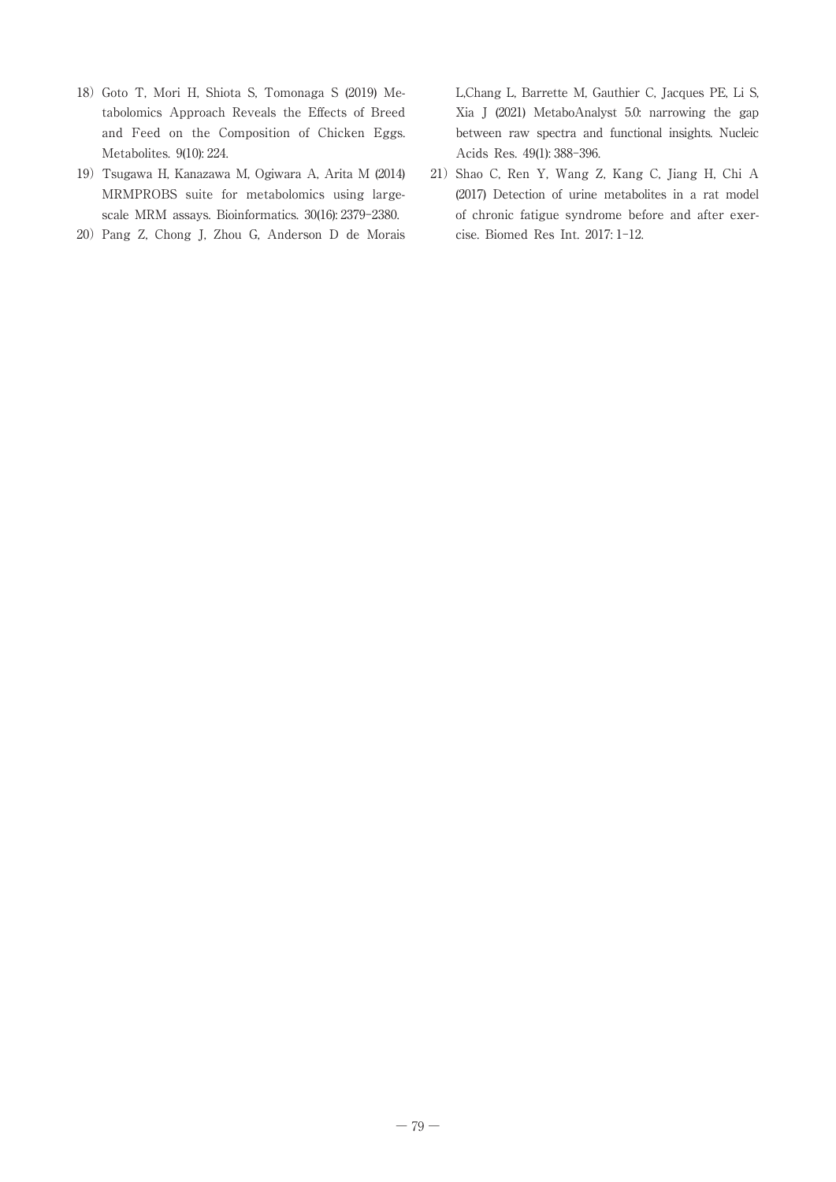18) Goto T, Mori H, Shiota S, Tomonaga S (2019) Metabolomics Approach Reveals the Effects of Breed and Feed on the Composition of Chicken Eggs. Metabolites. 9(10): 224.

19) Tsugawa H, Kanazawa M, Ogiwara A, Arita M (2014) MRMPROBS suite for metabolomics using large-scale MRM assays. Bioinformatics. 30(16): 2379–2380.

20) Pang Z, Chong J, Zhou G, Anderson D de Morais L,Chang L, Barrette M, Gauthier C, Jacques PE, Li S, Xia J (2021) MetaboAnalyst 5.0: narrowing the gap between raw spectra and functional insights. Nucleic Acids Res. 49(1): 388–396.

21) Shao C, Ren Y, Wang Z, Kang C, Jiang H, Chi A (2017) Detection of urine metabolites in a rat model of chronic fatigue syndrome before and after exercise. Biomed Res Int. 2017: 1–12.